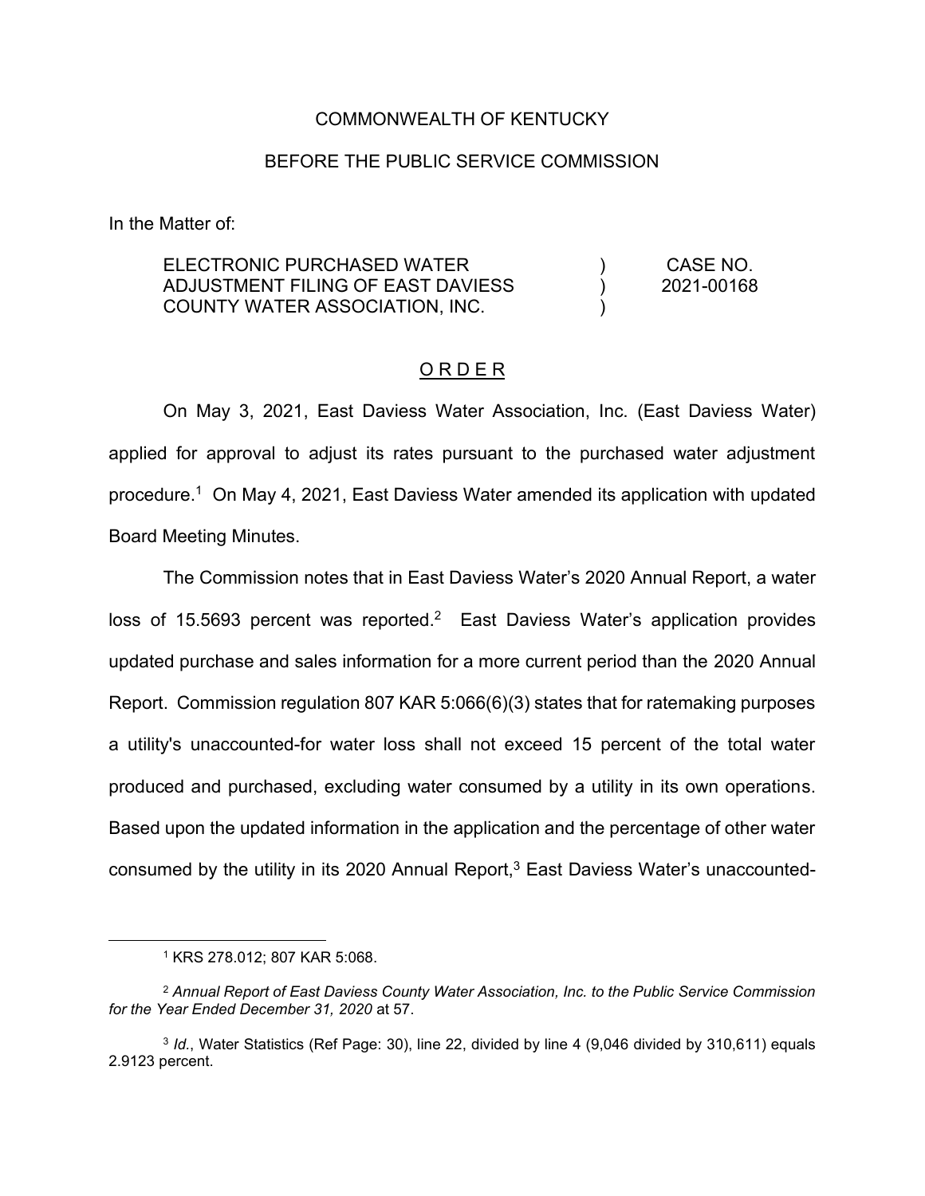COMMONWEALTH OF KENTUCKY

BEFORE THE PUBLIC SERVICE COMMISSION

In the Matter of:

| | | |
|---|---|---|
| ELECTRONIC PURCHASED WATER ADJUSTMENT FILING OF EAST DAVIESS COUNTY WATER ASSOCIATION, INC. | ) ) ) | CASE NO. 2021-00168 |

## O R D E R

On May 3, 2021, East Daviess Water Association, Inc. (East Daviess Water) applied for approval to adjust its rates pursuant to the purchased water adjustment procedure.[1] On May 4, 2021, East Daviess Water amended its application with updated Board Meeting Minutes.

The Commission notes that in East Daviess Water's 2020 Annual Report, a water loss of 15.5693 percent was reported.[2] East Daviess Water's application provides updated purchase and sales information for a more current period than the 2020 Annual Report. Commission regulation 807 KAR 5:066(6)(3) states that for ratemaking purposes a utility's unaccounted-for water loss shall not exceed 15 percent of the total water produced and purchased, excluding water consumed by a utility in its own operations. Based upon the updated information in the application and the percentage of other water consumed by the utility in its 2020 Annual Report,[3] East Daviess Water's unaccounted-

---

[1] KRS 278.012; 807 KAR 5:068.

[2] *Annual Report of East Daviess County Water Association, Inc. to the Public Service Commission for the Year Ended December 31, 2020* at 57.

[3] *Id.*, Water Statistics (Ref Page: 30), line 22, divided by line 4 (9,046 divided by 310,611) equals 2.9123 percent.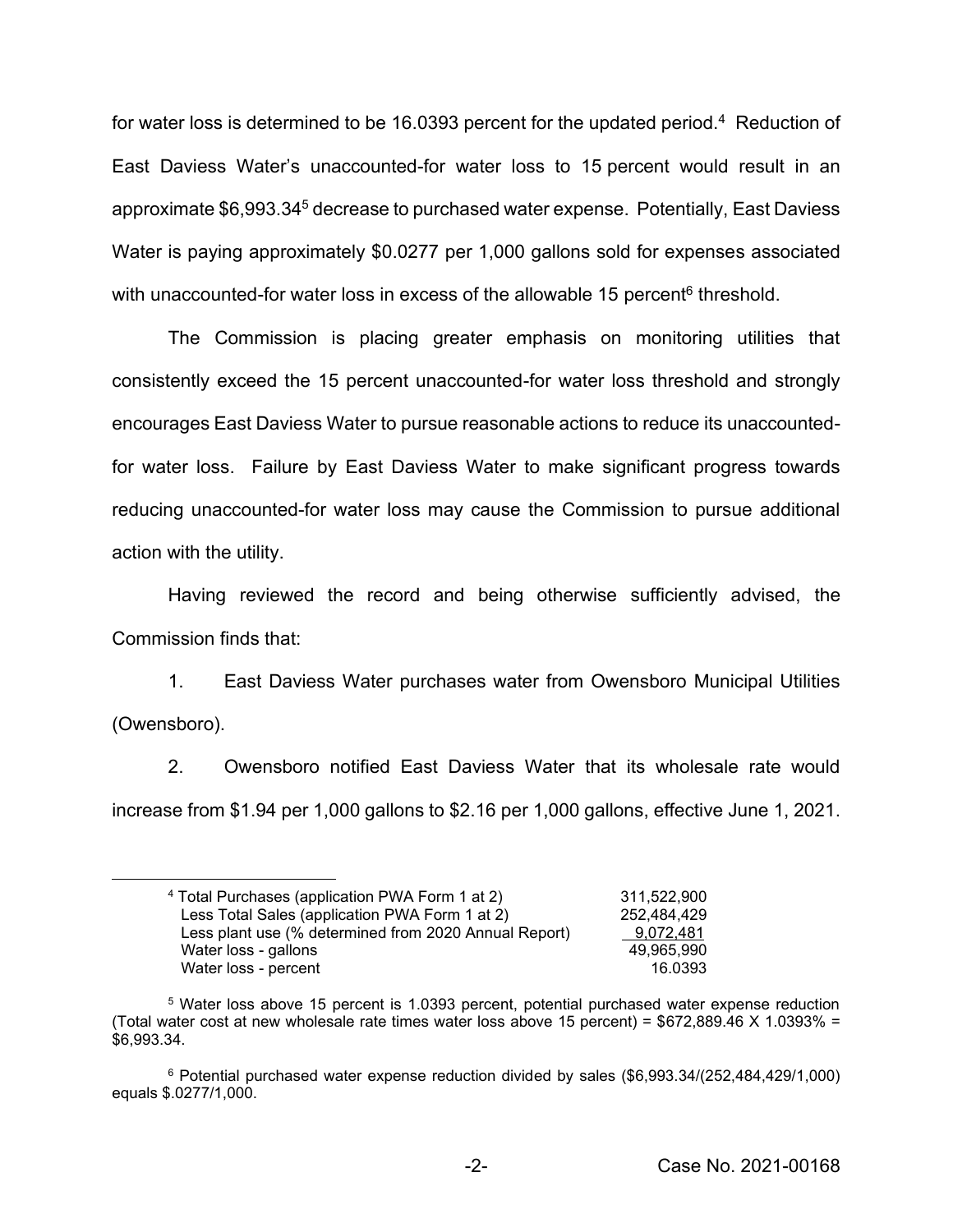for water loss is determined to be 16.0393 percent for the updated period.[4] Reduction of East Daviess Water's unaccounted-for water loss to 15 percent would result in an approximate $6,993.34[5] decrease to purchased water expense. Potentially, East Daviess Water is paying approximately $0.0277 per 1,000 gallons sold for expenses associated with unaccounted-for water loss in excess of the allowable 15 percent[6] threshold.

The Commission is placing greater emphasis on monitoring utilities that consistently exceed the 15 percent unaccounted-for water loss threshold and strongly encourages East Daviess Water to pursue reasonable actions to reduce its unaccounted-for water loss. Failure by East Daviess Water to make significant progress towards reducing unaccounted-for water loss may cause the Commission to pursue additional action with the utility.

Having reviewed the record and being otherwise sufficiently advised, the Commission finds that:

1. East Daviess Water purchases water from Owensboro Municipal Utilities (Owensboro).

2. Owensboro notified East Daviess Water that its wholesale rate would increase from $1.94 per 1,000 gallons to $2.16 per 1,000 gallons, effective June 1, 2021.

---

[4]

| | |
|---|---|
| Total Purchases (application PWA Form 1 at 2) | 311,522,900 |
| Less Total Sales (application PWA Form 1 at 2) | 252,484,429 |
| Less plant use (% determined from 2020 Annual Report) | 9,072,481 |
| Water loss - gallons | 49,965,990 |
| Water loss - percent | 16.0393 |

[5] Water loss above 15 percent is 1.0393 percent, potential purchased water expense reduction (Total water cost at new wholesale rate times water loss above 15 percent) = $672,889.46 X 1.0393% = $6,993.34.

[6] Potential purchased water expense reduction divided by sales ($6,993.34/(252,484,429/1,000) equals $.0277/1,000.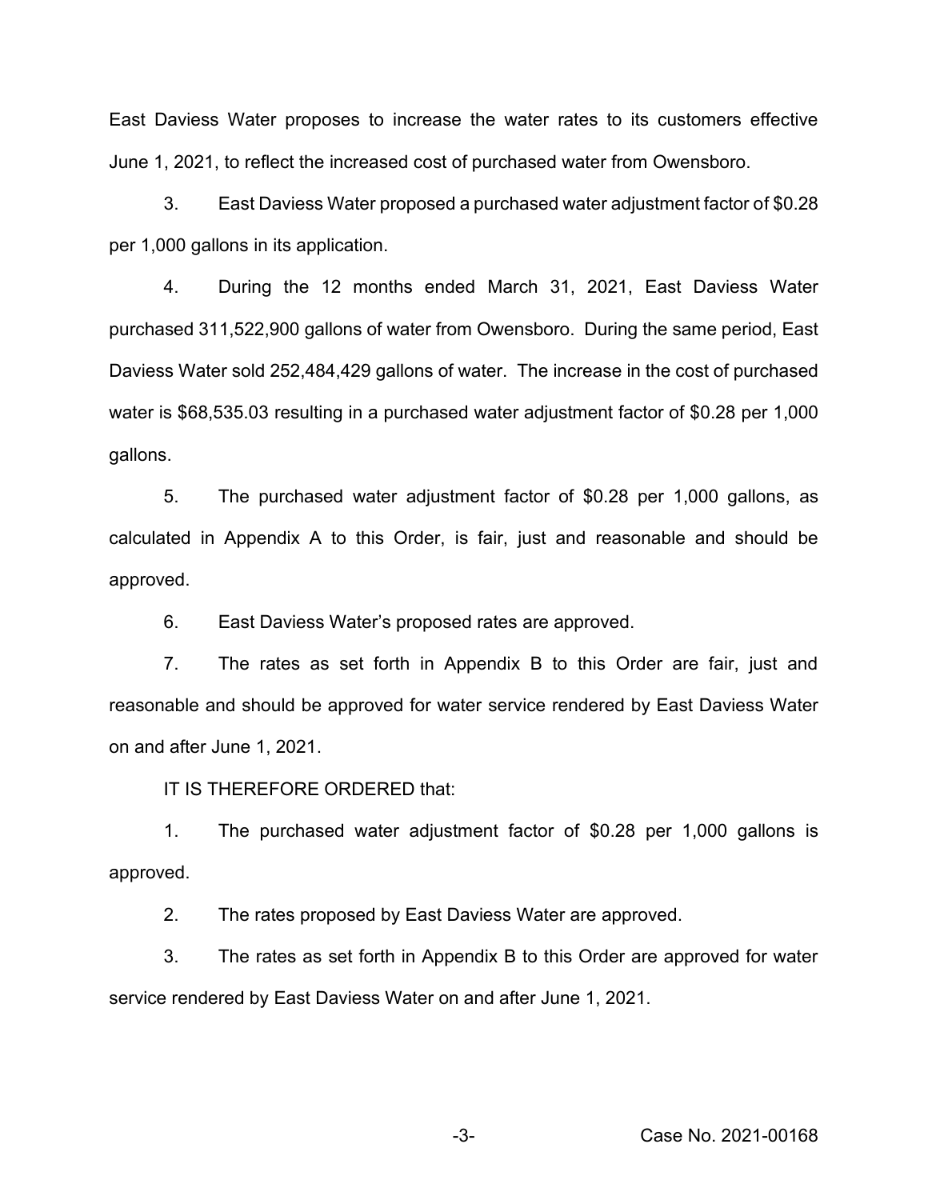East Daviess Water proposes to increase the water rates to its customers effective June 1, 2021, to reflect the increased cost of purchased water from Owensboro.

3. East Daviess Water proposed a purchased water adjustment factor of $0.28 per 1,000 gallons in its application.

4. During the 12 months ended March 31, 2021, East Daviess Water purchased 311,522,900 gallons of water from Owensboro. During the same period, East Daviess Water sold 252,484,429 gallons of water. The increase in the cost of purchased water is $68,535.03 resulting in a purchased water adjustment factor of $0.28 per 1,000 gallons.

5. The purchased water adjustment factor of $0.28 per 1,000 gallons, as calculated in Appendix A to this Order, is fair, just and reasonable and should be approved.

6. East Daviess Water's proposed rates are approved.

7. The rates as set forth in Appendix B to this Order are fair, just and reasonable and should be approved for water service rendered by East Daviess Water on and after June 1, 2021.

IT IS THEREFORE ORDERED that:

1. The purchased water adjustment factor of $0.28 per 1,000 gallons is approved.

2. The rates proposed by East Daviess Water are approved.

3. The rates as set forth in Appendix B to this Order are approved for water service rendered by East Daviess Water on and after June 1, 2021.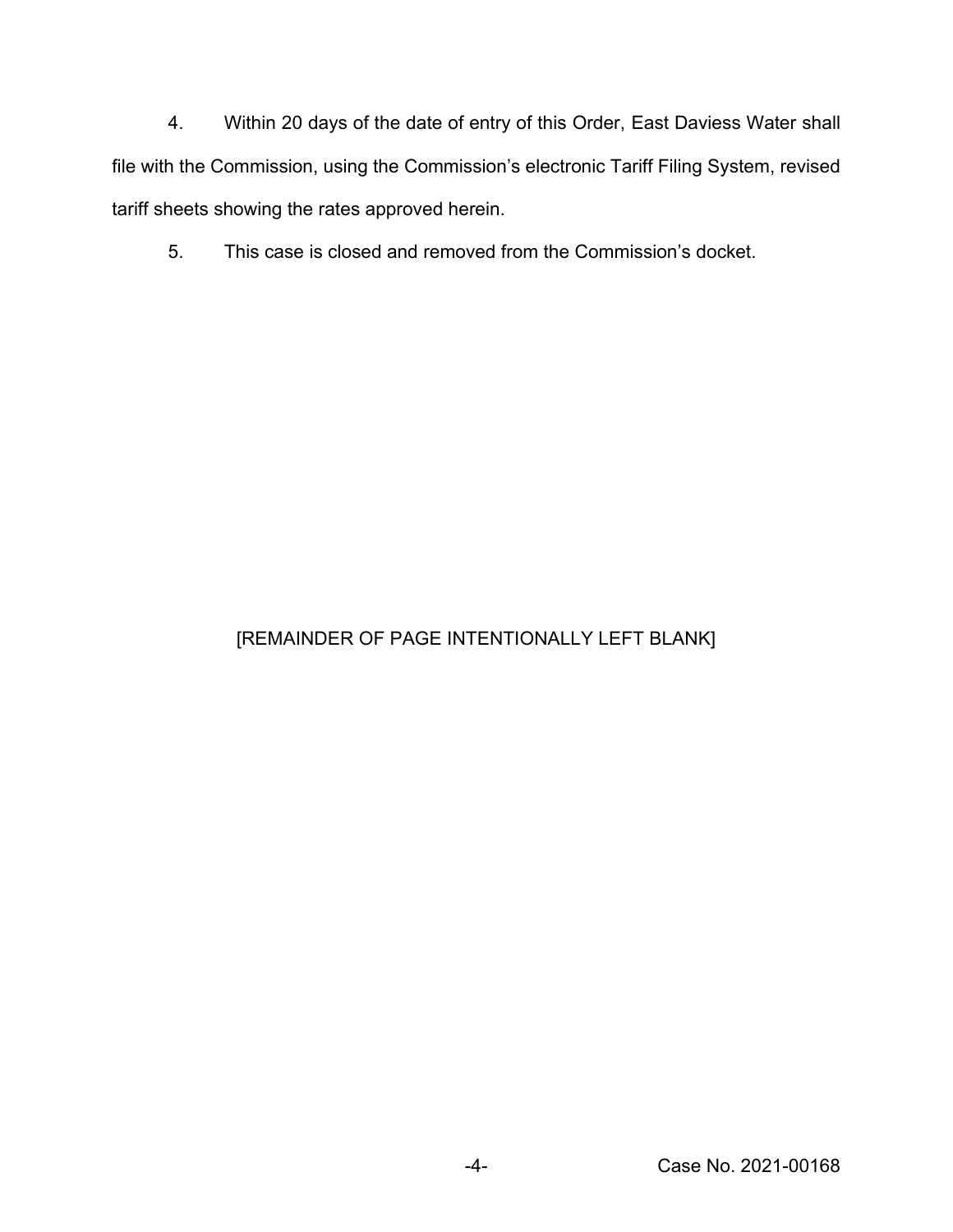4. Within 20 days of the date of entry of this Order, East Daviess Water shall file with the Commission, using the Commission's electronic Tariff Filing System, revised tariff sheets showing the rates approved herein.

5. This case is closed and removed from the Commission's docket.

[REMAINDER OF PAGE INTENTIONALLY LEFT BLANK]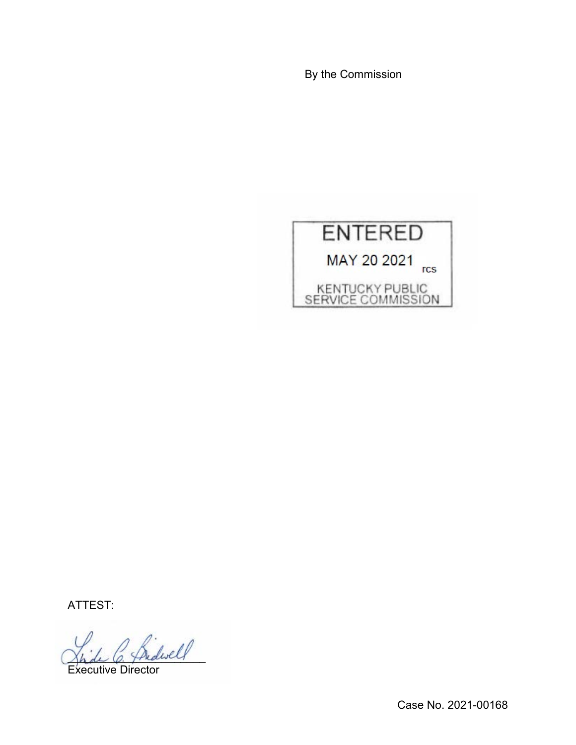By the Commission

ENTERED

MAY 20 2021 rcs

KENTUCKY PUBLIC SERVICE COMMISSION

ATTEST:

Executive Director

Case No. 2021-00168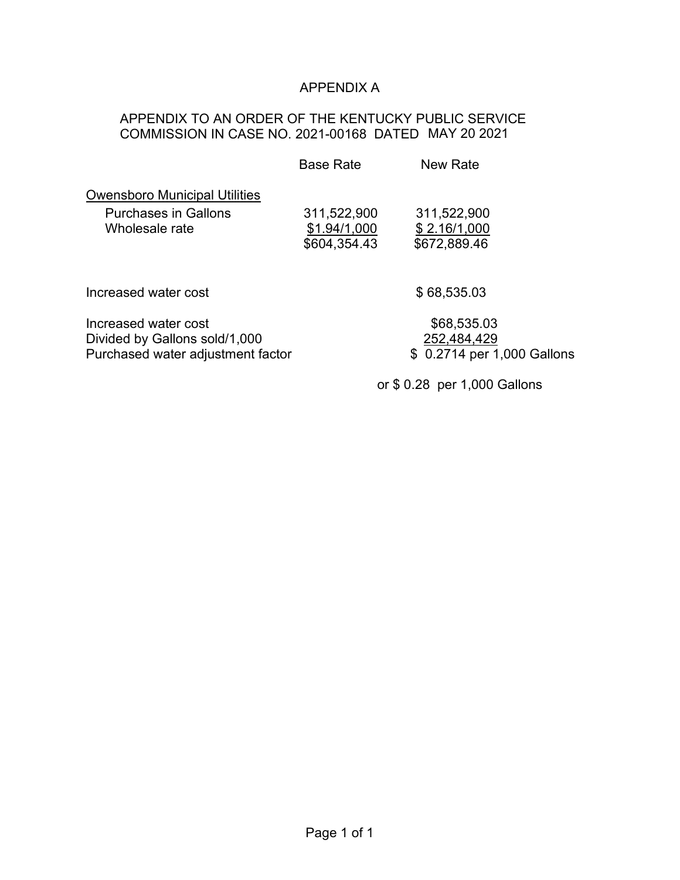# APPENDIX A

APPENDIX TO AN ORDER OF THE KENTUCKY PUBLIC SERVICE COMMISSION IN CASE NO. 2021-00168 DATED MAY 20 2021

| | Base Rate | New Rate |
|---|---|---|
| Owensboro Municipal Utilities | | |
| Purchases in Gallons | 311,522,900 | 311,522,900 |
| Wholesale rate | $1.94/1,000 | $ 2.16/1,000 |
| | $604,354.43 | $672,889.46 |
| | | |
| Increased water cost | | $ 68,535.03 |
| | | |
| Increased water cost | | $68,535.03 |
| Divided by Gallons sold/1,000 | | 252,484,429 |
| Purchased water adjustment factor | | $ 0.2714 per 1,000 Gallons |
| | | or $ 0.28 per 1,000 Gallons |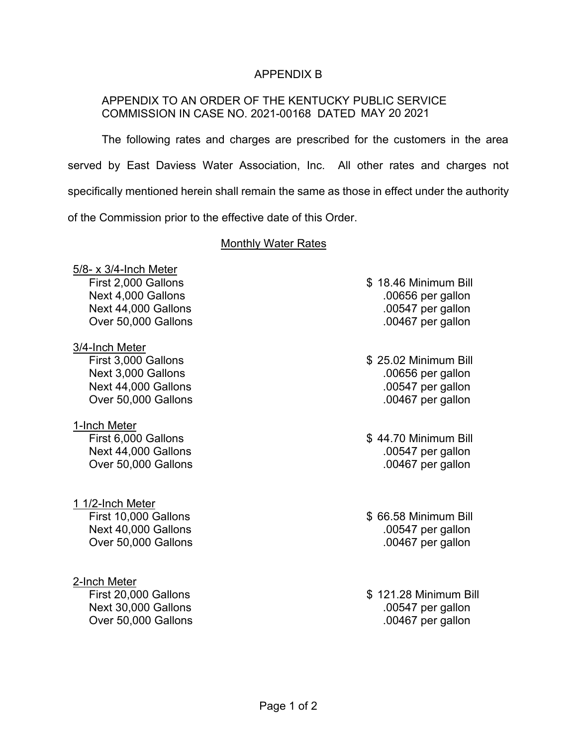# APPENDIX B

APPENDIX TO AN ORDER OF THE KENTUCKY PUBLIC SERVICE COMMISSION IN CASE NO. 2021-00168 DATED MAY 20 2021

The following rates and charges are prescribed for the customers in the area served by East Daviess Water Association, Inc. All other rates and charges not specifically mentioned herein shall remain the same as those in effect under the authority of the Commission prior to the effective date of this Order.

## Monthly Water Rates

**5/8- x 3/4-Inch Meter**

| | |
|---|---|
| First 2,000 Gallons | $ 18.46 Minimum Bill |
| Next 4,000 Gallons | .00656 per gallon |
| Next 44,000 Gallons | .00547 per gallon |
| Over 50,000 Gallons | .00467 per gallon |

**3/4-Inch Meter**

| | |
|---|---|
| First 3,000 Gallons | $ 25.02 Minimum Bill |
| Next 3,000 Gallons | .00656 per gallon |
| Next 44,000 Gallons | .00547 per gallon |
| Over 50,000 Gallons | .00467 per gallon |

**1-Inch Meter**

| | |
|---|---|
| First 6,000 Gallons | $ 44.70 Minimum Bill |
| Next 44,000 Gallons | .00547 per gallon |
| Over 50,000 Gallons | .00467 per gallon |

**1 1/2-Inch Meter**

| | |
|---|---|
| First 10,000 Gallons | $ 66.58 Minimum Bill |
| Next 40,000 Gallons | .00547 per gallon |
| Over 50,000 Gallons | .00467 per gallon |

**2-Inch Meter**

| | |
|---|---|
| First 20,000 Gallons | $ 121.28 Minimum Bill |
| Next 30,000 Gallons | .00547 per gallon |
| Over 50,000 Gallons | .00467 per gallon |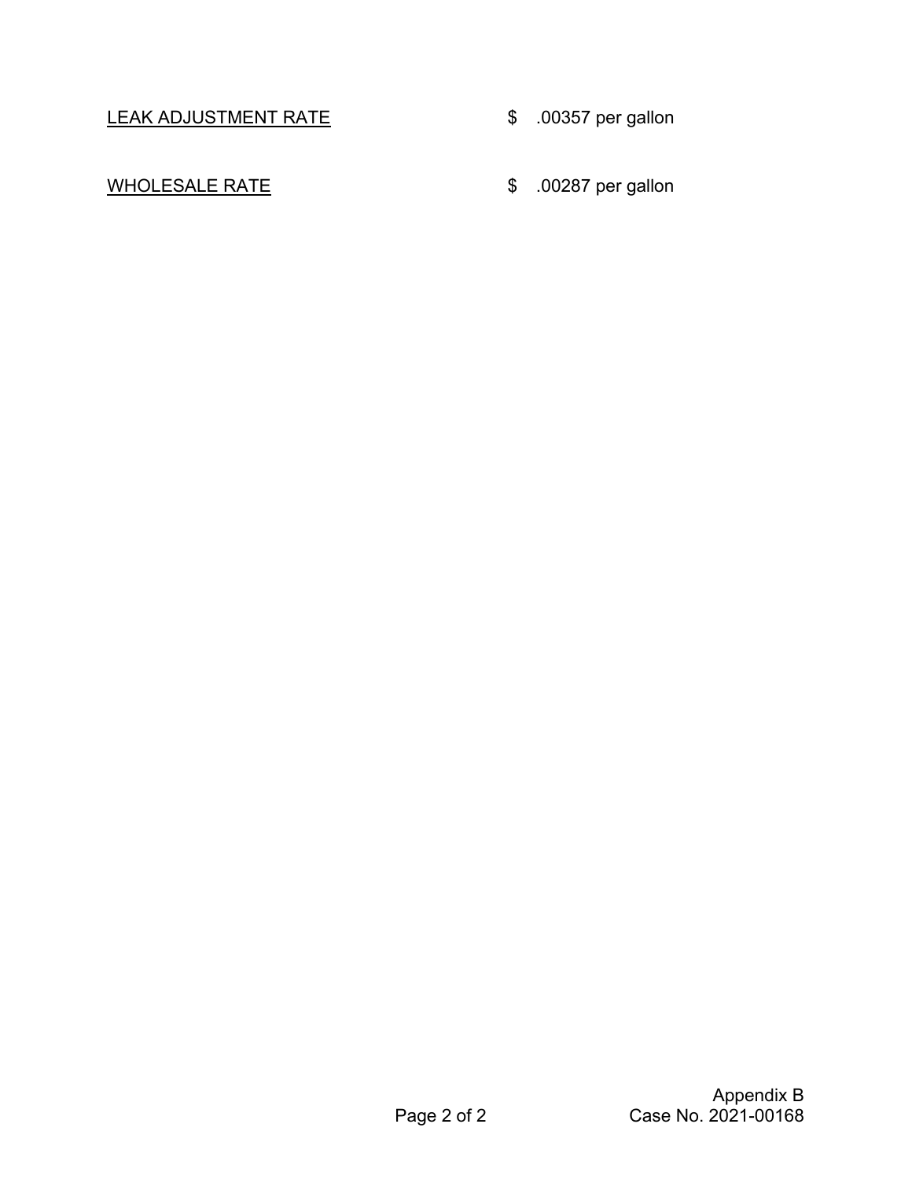LEAK ADJUSTMENT RATE $ .00357 per gallon

WHOLESALE RATE $ .00287 per gallon

Appendix B
Case No. 2021-00168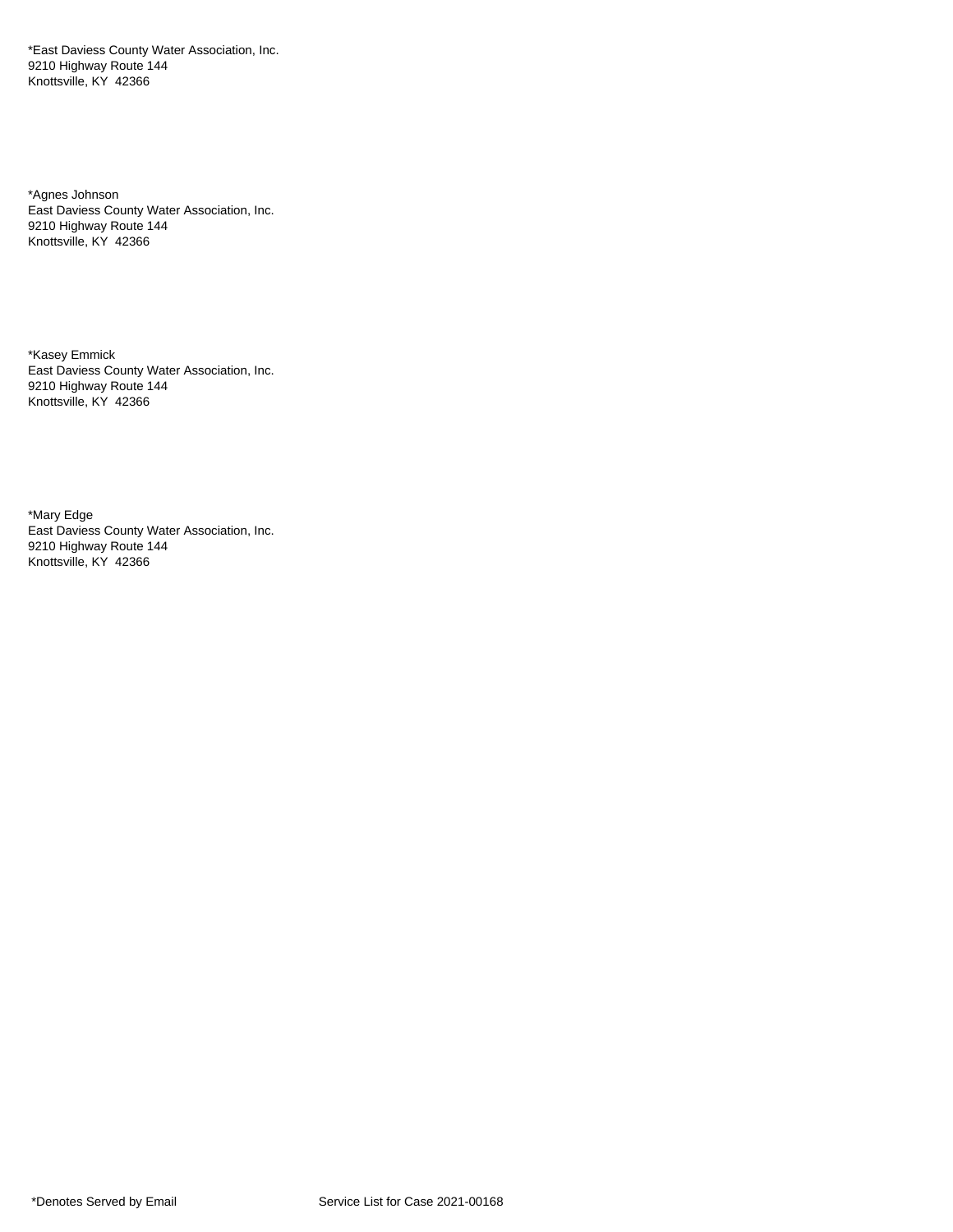*East Daviess County Water Association, Inc.
9210 Highway Route 144
Knottsville, KY 42366

*Agnes Johnson
East Daviess County Water Association, Inc.
9210 Highway Route 144
Knottsville, KY 42366

*Kasey Emmick
East Daviess County Water Association, Inc.
9210 Highway Route 144
Knottsville, KY 42366

*Mary Edge
East Daviess County Water Association, Inc.
9210 Highway Route 144
Knottsville, KY 42366

*Denotes Served by Email

Service List for Case 2021-00168